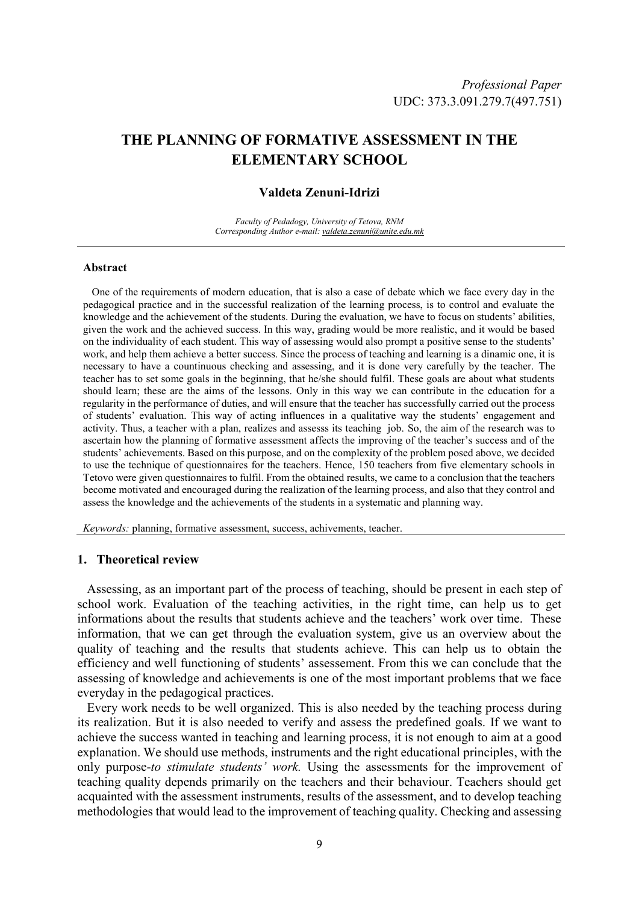*Professional Paper*
UDC: 373.3.091.279.7(497.751)

# THE PLANNING OF FORMATIVE ASSESSMENT IN THE ELEMENTARY SCHOOL

**Valdeta Zenuni-Idrizi**

*Faculty of Pedadogy, University of Tetova, RNM*
*Corresponding Author e-mail: valdeta.zenuni@unite.edu.mk*

---

### Abstract

One of the requirements of modern education, that is also a case of debate which we face every day in the pedagogical practice and in the successful realization of the learning process, is to control and evaluate the knowledge and the achievement of the students. During the evaluation, we have to focus on students' abilities, given the work and the achieved success. In this way, grading would be more realistic, and it would be based on the individuality of each student. This way of assessing would also prompt a positive sense to the students' work, and help them achieve a better success. Since the process of teaching and learning is a dinamic one, it is necessary to have a countinuous checking and assessing, and it is done very carefully by the teacher. The teacher has to set some goals in the beginning, that he/she should fulfil. These goals are about what students should learn; these are the aims of the lessons. Only in this way we can contribute in the education for a regularity in the performance of duties, and will ensure that the teacher has successfully carried out the process of students' evaluation. This way of acting influences in a qualitative way the students' engagement and activity. Thus, a teacher with a plan, realizes and assess its teaching job. So, the aim of the research was to ascertain how the planning of formative assessment affects the improving of the teacher's success and of the students' achievements. Based on this purpose, and on the complexity of the problem posed above, we decided to use the technique of questionnaires for the teachers. Hence, 150 teachers from five elementary schools in Tetovo were given questionnaires to fulfil. From the obtained results, we came to a conclusion that the teachers become motivated and encouraged during the realization of the learning process, and also that they control and assess the knowledge and the achievements of the students in a systematic and planning way.

*Keywords:* planning, formative assessment, success, achivements, teacher.

---

## 1. Theoretical review

Assessing, as an important part of the process of teaching, should be present in each step of school work. Evaluation of the teaching activities, in the right time, can help us to get informations about the results that students achieve and the teachers' work over time. These information, that we can get through the evaluation system, give us an overview about the quality of teaching and the results that students achieve. This can help us to obtain the efficiency and well functioning of students' assessement. From this we can conclude that the assessing of knowledge and achievements is one of the most important problems that we face everyday in the pedagogical practices.

Every work needs to be well organized. This is also needed by the teaching process during its realization. But it is also needed to verify and assess the predefined goals. If we want to achieve the success wanted in teaching and learning process, it is not enough to aim at a good explanation. We should use methods, instruments and the right educational principles, with the only purpose-*to stimulate students' work.* Using the assessments for the improvement of teaching quality depends primarily on the teachers and their behaviour. Teachers should get acquainted with the assessment instruments, results of the assessment, and to develop teaching methodologies that would lead to the improvement of teaching quality. Checking and assessing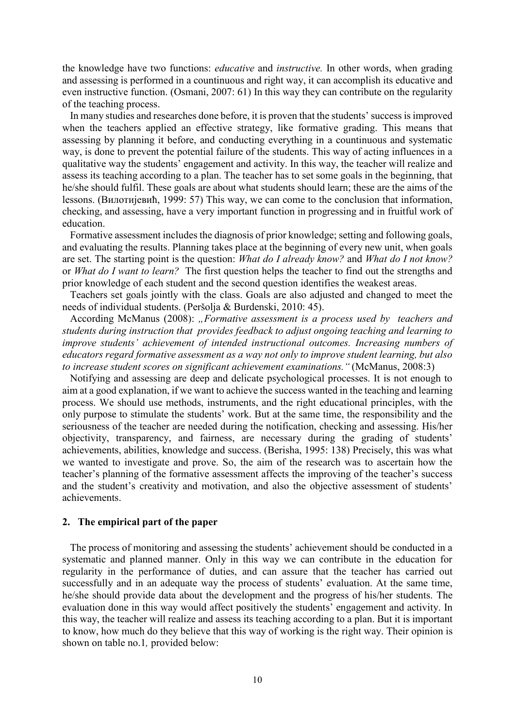the knowledge have two functions: *educative* and *instructive.* In other words, when grading and assessing is performed in a countinuous and right way, it can accomplish its educative and even instructive function. (Osmani, 2007: 61) In this way they can contribute on the regularity of the teaching process.

In many studies and researches done before, it is proven that the students' success is improved when the teachers applied an effective strategy, like formative grading. This means that assessing by planning it before, and conducting everything in a countinuous and systematic way, is done to prevent the potential failure of the students. This way of acting influences in a qualitative way the students' engagement and activity. In this way, the teacher will realize and assess its teaching according to a plan. The teacher has to set some goals in the beginning, that he/she should fulfil. These goals are about what students should learn; these are the aims of the lessons. (Вилотијевић, 1999: 57) This way, we can come to the conclusion that information, checking, and assessing, have a very important function in progressing and in fruitful work of education.

Formative assessment includes the diagnosis of prior knowledge; setting and following goals, and evaluating the results. Planning takes place at the beginning of every new unit, when goals are set. The starting point is the question: *What do I already know?* and *What do I not know?* or *What do I want to learn?* The first question helps the teacher to find out the strengths and prior knowledge of each student and the second question identifies the weakest areas.

Teachers set goals jointly with the class. Goals are also adjusted and changed to meet the needs of individual students. (Peršolja & Burdenski, 2010: 45).

According McManus (2008): *„Formative assessment is a process used by teachers and students during instruction that provides feedback to adjust ongoing teaching and learning to improve students' achievement of intended instructional outcomes. Increasing numbers of educators regard formative assessment as a way not only to improve student learning, but also to increase student scores on significant achievement examinations."* (McManus, 2008:3)

Notifying and assessing are deep and delicate psychological processes. It is not enough to aim at a good explanation, if we want to achieve the success wanted in the teaching and learning process. We should use methods, instruments, and the right educational principles, with the only purpose to stimulate the students' work. But at the same time, the responsibility and the seriousness of the teacher are needed during the notification, checking and assessing. His/her objectivity, transparency, and fairness, are necessary during the grading of students' achievements, abilities, knowledge and success. (Berisha, 1995: 138) Precisely, this was what we wanted to investigate and prove. So, the aim of the research was to ascertain how the teacher's planning of the formative assessment affects the improving of the teacher's success and the student's creativity and motivation, and also the objective assessment of students' achievements.

## 2. The empirical part of the paper

The process of monitoring and assessing the students' achievement should be conducted in a systematic and planned manner. Only in this way we can contribute in the education for regularity in the performance of duties, and can assure that the teacher has carried out successfully and in an adequate way the process of students' evaluation. At the same time, he/she should provide data about the development and the progress of his/her students. The evaluation done in this way would affect positively the students' engagement and activity. In this way, the teacher will realize and assess its teaching according to a plan. But it is important to know, how much do they believe that this way of working is the right way. Their opinion is shown on table no.1*,* provided below: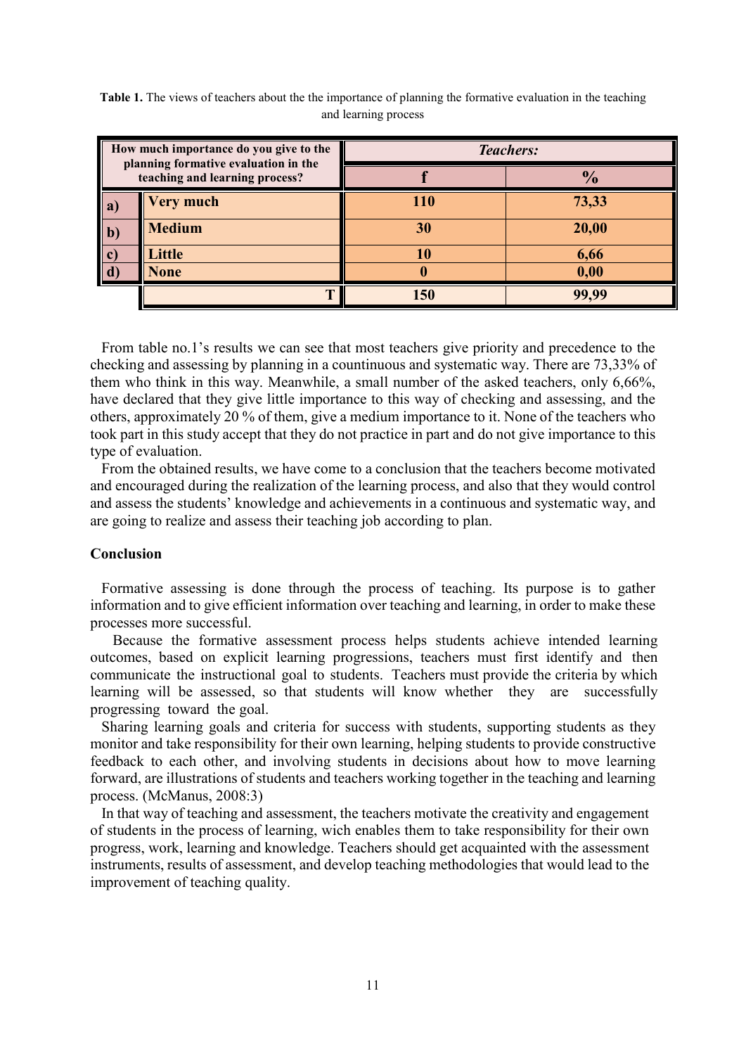**Table 1.** The views of teachers about the the importance of planning the formative evaluation in the teaching and learning process

| How much importance do you give to the planning formative evaluation in the teaching and learning process? | | *Teachers:* | |
|---|---|---|---|
| | | **f** | **%** |
| **a)** | **Very much** | **110** | **73,33** |
| **b)** | **Medium** | **30** | **20,00** |
| **c)** | **Little** | **10** | **6,66** |
| **d)** | **None** | **0** | **0,00** |
| | **T** | **150** | **99,99** |

From table no.1's results we can see that most teachers give priority and precedence to the checking and assessing by planning in a countinuous and systematic way. There are 73,33% of them who think in this way. Meanwhile, a small number of the asked teachers, only 6,66%, have declared that they give little importance to this way of checking and assessing, and the others, approximately 20 % of them, give a medium importance to it. None of the teachers who took part in this study accept that they do not practice in part and do not give importance to this type of evaluation.

From the obtained results, we have come to a conclusion that the teachers become motivated and encouraged during the realization of the learning process, and also that they would control and assess the students' knowledge and achievements in a continuous and systematic way, and are going to realize and assess their teaching job according to plan.

### Conclusion

Formative assessing is done through the process of teaching. Its purpose is to gather information and to give efficient information over teaching and learning, in order to make these processes more successful.

Because the formative assessment process helps students achieve intended learning outcomes, based on explicit learning progressions, teachers must first identify and then communicate the instructional goal to students. Teachers must provide the criteria by which learning will be assessed, so that students will know whether they are successfully progressing toward the goal.

Sharing learning goals and criteria for success with students, supporting students as they monitor and take responsibility for their own learning, helping students to provide constructive feedback to each other, and involving students in decisions about how to move learning forward, are illustrations of students and teachers working together in the teaching and learning process. (McManus, 2008:3)

In that way of teaching and assessment, the teachers motivate the creativity and engagement of students in the process of learning, wich enables them to take responsibility for their own progress, work, learning and knowledge. Teachers should get acquainted with the assessment instruments, results of assessment, and develop teaching methodologies that would lead to the improvement of teaching quality.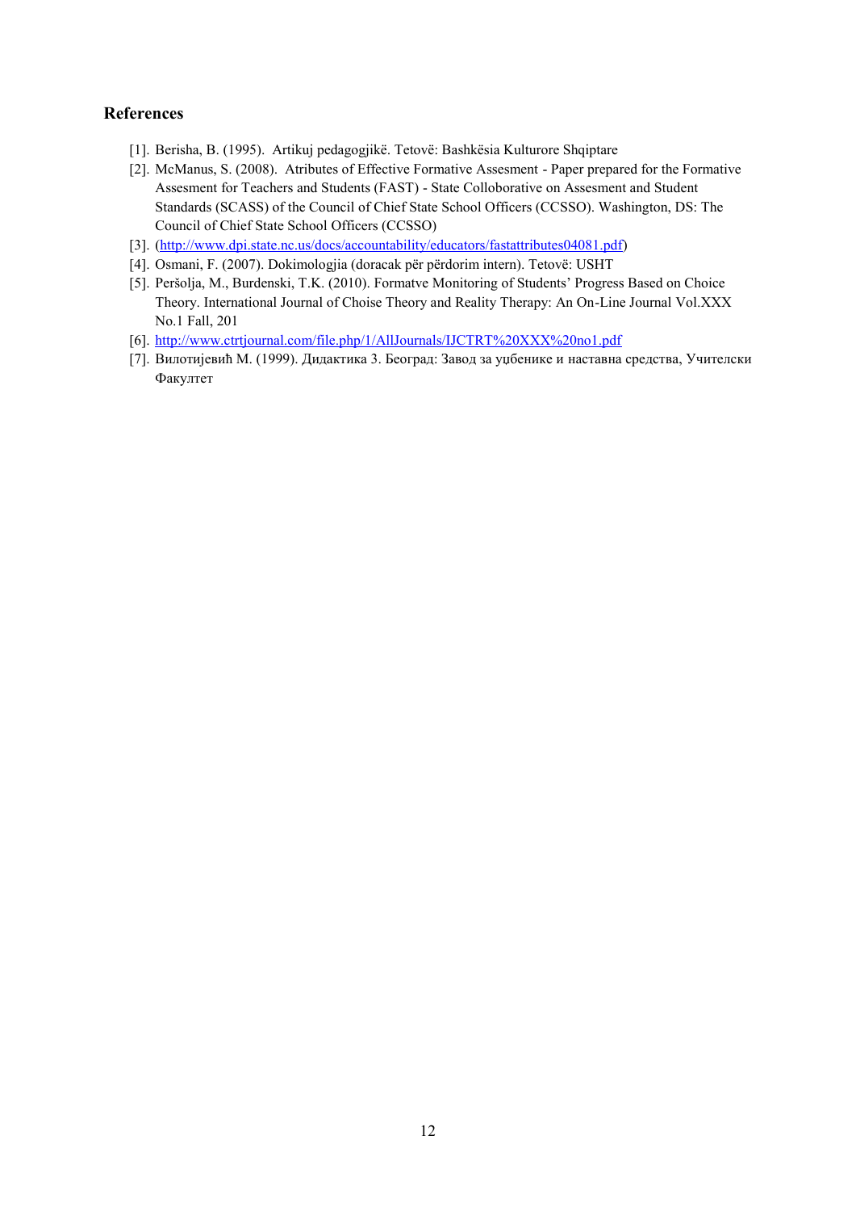## References

[1]. Berisha, B. (1995). Artikuj pedagogjikë. Tetovë: Bashkësia Kulturore Shqiptare

[2]. McManus, S. (2008). Atributes of Effective Formative Assesment - Paper prepared for the Formative Assesment for Teachers and Students (FAST) - State Colloborative on Assesment and Student Standards (SCASS) of the Council of Chief State School Officers (CCSSO). Washington, DS: The Council of Chief State School Officers (CCSSO)

[3]. (http://www.dpi.state.nc.us/docs/accountability/educators/fastattributes04081.pdf)

[4]. Osmani, F. (2007). Dokimologjia (doracak për përdorim intern). Tetovë: USHT

[5]. Peršolja, M., Burdenski, T.K. (2010). Formatve Monitoring of Students' Progress Based on Choice Theory. International Journal of Choise Theory and Reality Therapy: An On-Line Journal Vol.XXX No.1 Fall, 201

[6]. http://www.ctrtjournal.com/file.php/1/AllJournals/IJCTRT%20XXX%20no1.pdf

[7]. Вилотијевић М. (1999). Дидактика 3. Београд: Завод за уџбенике и наставна средства, Учителски Факултет